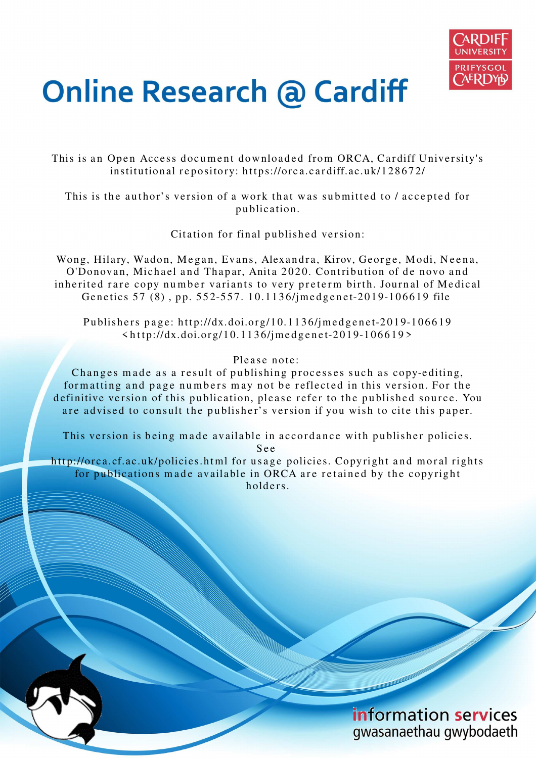# Online Research @ Cardiff

This is an Open Access document downloaded from ORCA, Cardiff University's institutional repository: https://orca.cardiff.ac.uk/128672/

This is the author's version of a work that was submitted to / accepted for publication.

Citation for final published version:

Wong, Hilary, Wadon, Megan, Evans, Alexandra, Kirov, George, Modi, Neena, O'Donovan, Michael and Thapar, Anita 2020. Contribution of de novo and inherited rare copy number variants to very preterm birth. Journal of Medical Genetics 57 (8) , pp. 552-557. 10.1136/jmedgenet-2019-106619 file

Publishers page: http://dx.doi.org/10.1136/jmedgenet-2019-106619 <http://dx.doi.org/10.1136/jmedgenet-2019-106619>

Please note:
Changes made as a result of publishing processes such as copy-editing, formatting and page numbers may not be reflected in this version. For the definitive version of this publication, please refer to the published source. You are advised to consult the publisher's version if you wish to cite this paper.

This version is being made available in accordance with publisher policies. See
http://orca.cf.ac.uk/policies.html for usage policies. Copyright and moral rights for publications made available in ORCA are retained by the copyright holders.

information services
gwasanaethau gwybodaeth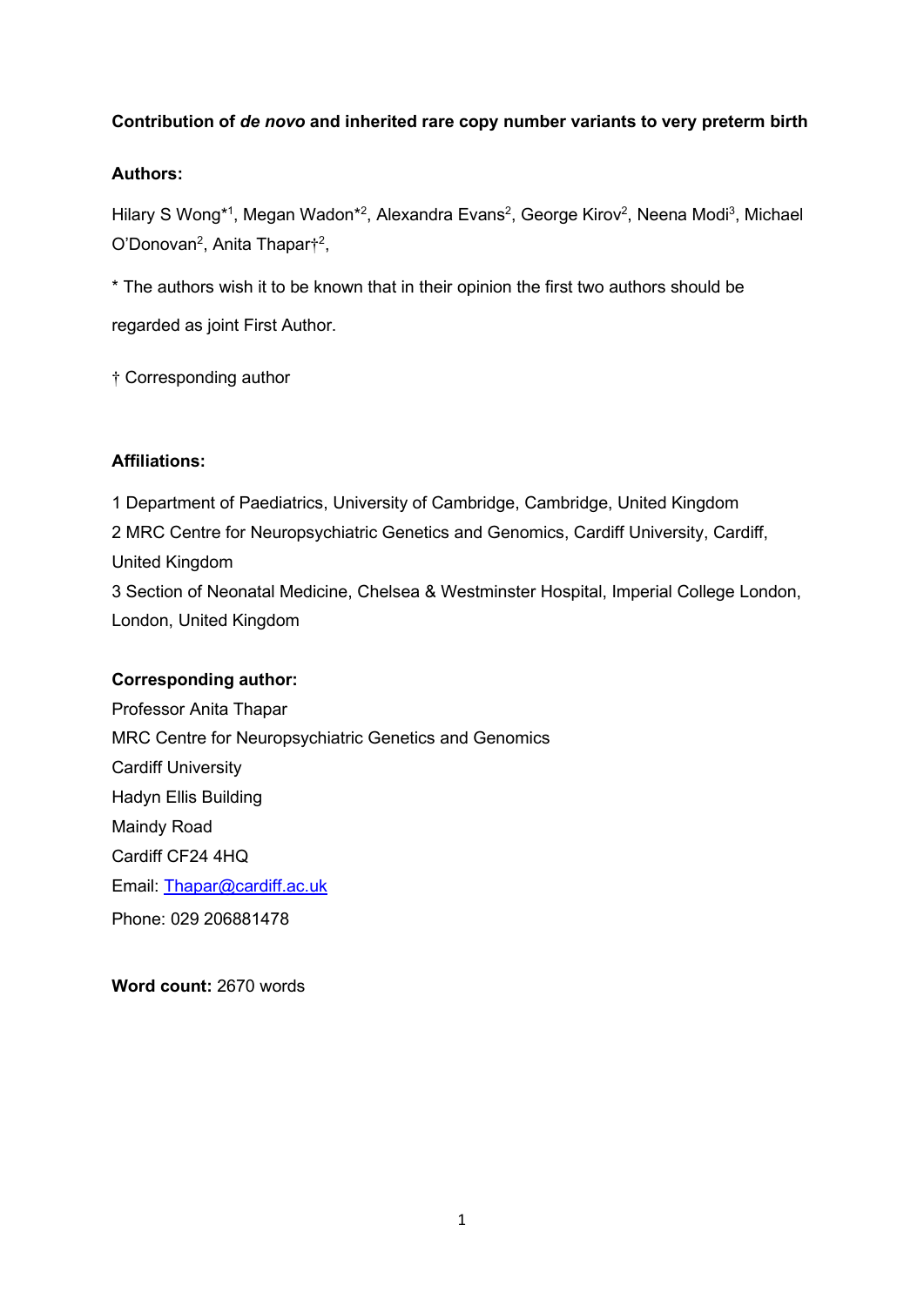**Contribution of *de novo* and inherited rare copy number variants to very preterm birth**

**Authors:**

Hilary S Wong*[1], Megan Wadon*[2], Alexandra Evans[2], George Kirov[2], Neena Modi[3], Michael O'Donovan[2], Anita Thapar†[2],

\* The authors wish it to be known that in their opinion the first two authors should be regarded as joint First Author.

† Corresponding author

**Affiliations:**

1 Department of Paediatrics, University of Cambridge, Cambridge, United Kingdom
2 MRC Centre for Neuropsychiatric Genetics and Genomics, Cardiff University, Cardiff, United Kingdom
3 Section of Neonatal Medicine, Chelsea & Westminster Hospital, Imperial College London, London, United Kingdom

**Corresponding author:**
Professor Anita Thapar
MRC Centre for Neuropsychiatric Genetics and Genomics
Cardiff University
Hadyn Ellis Building
Maindy Road
Cardiff CF24 4HQ
Email: Thapar@cardiff.ac.uk
Phone: 029 206881478

**Word count:** 2670 words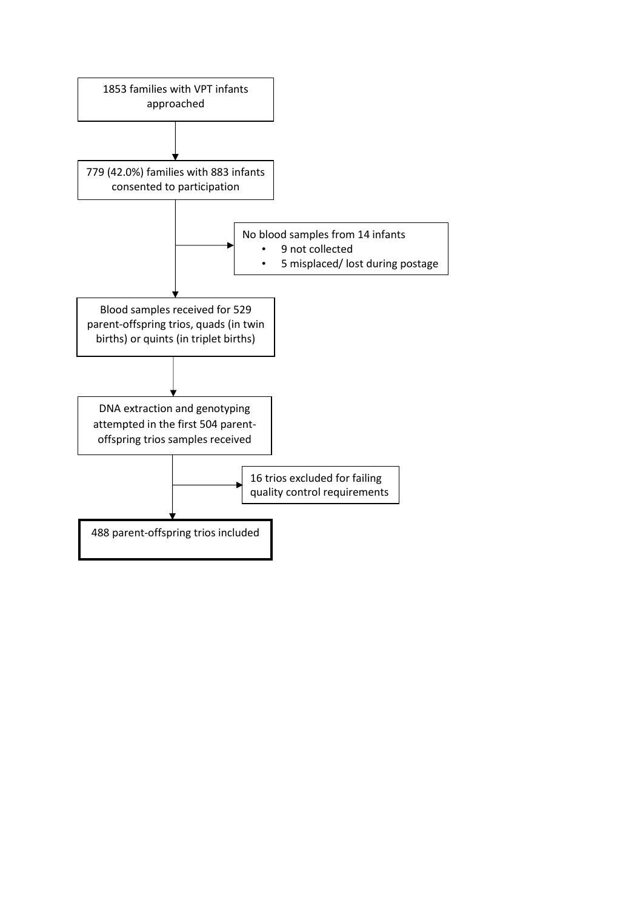1853 families with VPT infants approached

779 (42.0%) families with 883 infants consented to participation

No blood samples from 14 infants
- 9 not collected
- 5 misplaced/ lost during postage

Blood samples received for 529 parent-offspring trios, quads (in twin births) or quints (in triplet births)

DNA extraction and genotyping attempted in the first 504 parent-offspring trios samples received

16 trios excluded for failing quality control requirements

488 parent-offspring trios included